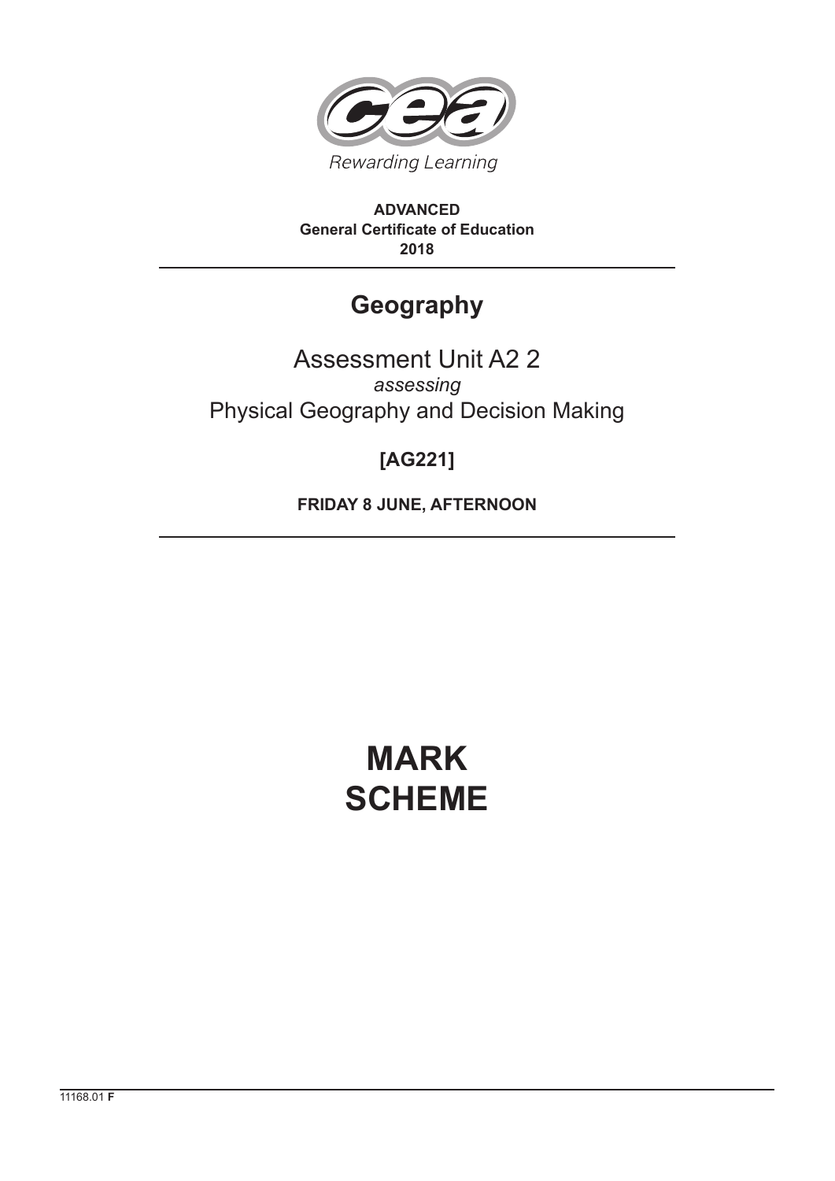Rewarding Learning

**ADVANCED**
**General Certificate of Education**
**2018**

# Geography

Assessment Unit A2 2
*assessing*
Physical Geography and Decision Making

**[AG221]**

**FRIDAY 8 JUNE, AFTERNOON**

# MARK SCHEME

11168.01 **F**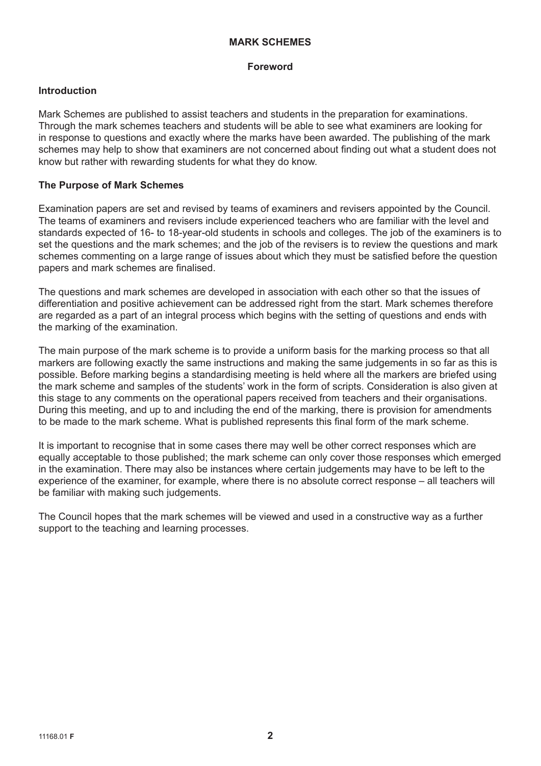# MARK SCHEMES

## Foreword

### Introduction

Mark Schemes are published to assist teachers and students in the preparation for examinations. Through the mark schemes teachers and students will be able to see what examiners are looking for in response to questions and exactly where the marks have been awarded. The publishing of the mark schemes may help to show that examiners are not concerned about finding out what a student does not know but rather with rewarding students for what they do know.

### The Purpose of Mark Schemes

Examination papers are set and revised by teams of examiners and revisers appointed by the Council. The teams of examiners and revisers include experienced teachers who are familiar with the level and standards expected of 16- to 18-year-old students in schools and colleges. The job of the examiners is to set the questions and the mark schemes; and the job of the revisers is to review the questions and mark schemes commenting on a large range of issues about which they must be satisfied before the question papers and mark schemes are finalised.

The questions and mark schemes are developed in association with each other so that the issues of differentiation and positive achievement can be addressed right from the start. Mark schemes therefore are regarded as a part of an integral process which begins with the setting of questions and ends with the marking of the examination.

The main purpose of the mark scheme is to provide a uniform basis for the marking process so that all markers are following exactly the same instructions and making the same judgements in so far as this is possible. Before marking begins a standardising meeting is held where all the markers are briefed using the mark scheme and samples of the students' work in the form of scripts. Consideration is also given at this stage to any comments on the operational papers received from teachers and their organisations. During this meeting, and up to and including the end of the marking, there is provision for amendments to be made to the mark scheme. What is published represents this final form of the mark scheme.

It is important to recognise that in some cases there may well be other correct responses which are equally acceptable to those published; the mark scheme can only cover those responses which emerged in the examination. There may also be instances where certain judgements may have to be left to the experience of the examiner, for example, where there is no absolute correct response – all teachers will be familiar with making such judgements.

The Council hopes that the mark schemes will be viewed and used in a constructive way as a further support to the teaching and learning processes.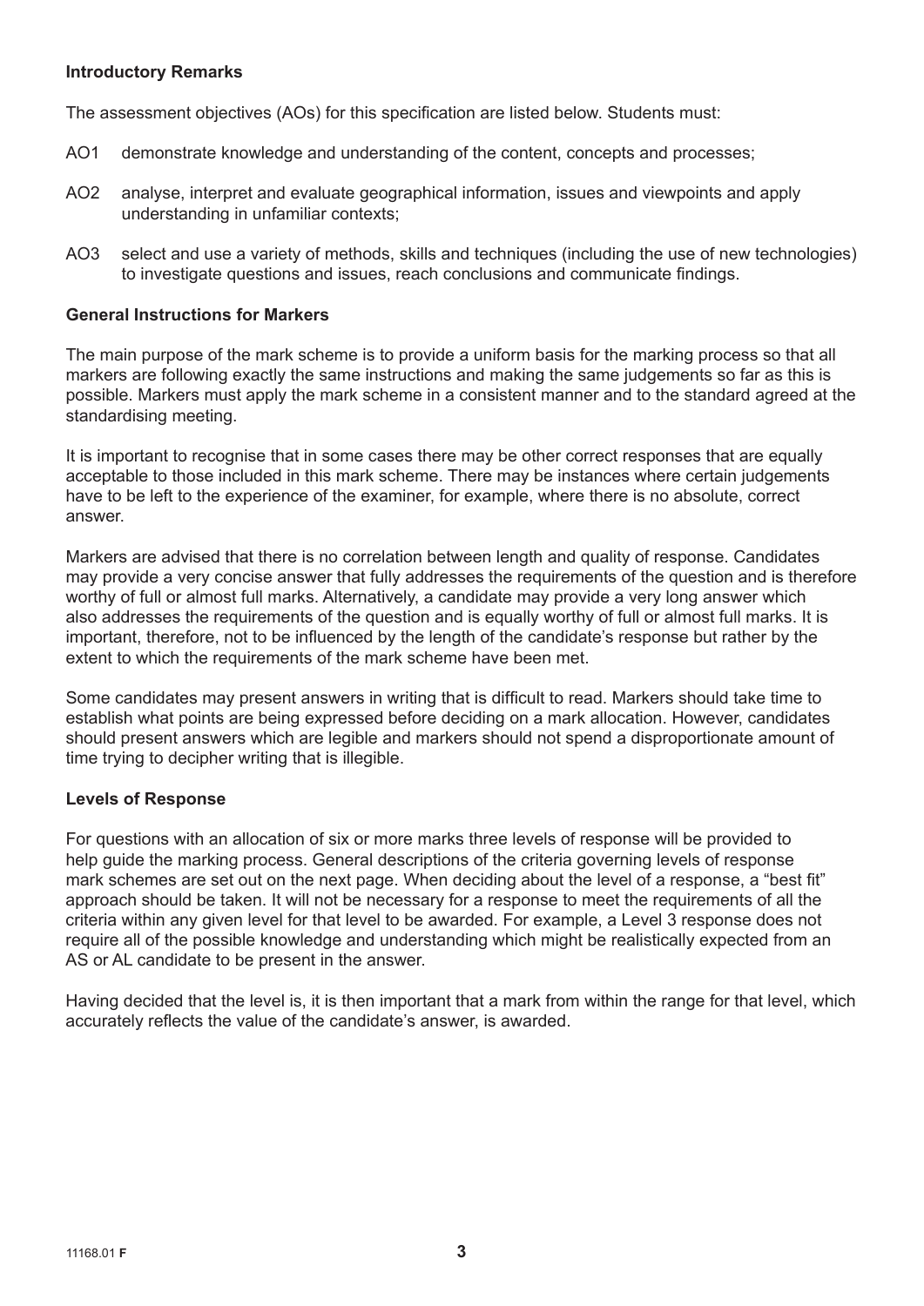**Introductory Remarks**

The assessment objectives (AOs) for this specification are listed below. Students must:

AO1 demonstrate knowledge and understanding of the content, concepts and processes;

AO2 analyse, interpret and evaluate geographical information, issues and viewpoints and apply understanding in unfamiliar contexts;

AO3 select and use a variety of methods, skills and techniques (including the use of new technologies) to investigate questions and issues, reach conclusions and communicate findings.

**General Instructions for Markers**

The main purpose of the mark scheme is to provide a uniform basis for the marking process so that all markers are following exactly the same instructions and making the same judgements so far as this is possible. Markers must apply the mark scheme in a consistent manner and to the standard agreed at the standardising meeting.

It is important to recognise that in some cases there may be other correct responses that are equally acceptable to those included in this mark scheme. There may be instances where certain judgements have to be left to the experience of the examiner, for example, where there is no absolute, correct answer.

Markers are advised that there is no correlation between length and quality of response. Candidates may provide a very concise answer that fully addresses the requirements of the question and is therefore worthy of full or almost full marks. Alternatively, a candidate may provide a very long answer which also addresses the requirements of the question and is equally worthy of full or almost full marks. It is important, therefore, not to be influenced by the length of the candidate's response but rather by the extent to which the requirements of the mark scheme have been met.

Some candidates may present answers in writing that is difficult to read. Markers should take time to establish what points are being expressed before deciding on a mark allocation. However, candidates should present answers which are legible and markers should not spend a disproportionate amount of time trying to decipher writing that is illegible.

**Levels of Response**

For questions with an allocation of six or more marks three levels of response will be provided to help guide the marking process. General descriptions of the criteria governing levels of response mark schemes are set out on the next page. When deciding about the level of a response, a "best fit" approach should be taken. It will not be necessary for a response to meet the requirements of all the criteria within any given level for that level to be awarded. For example, a Level 3 response does not require all of the possible knowledge and understanding which might be realistically expected from an AS or AL candidate to be present in the answer.

Having decided that the level is, it is then important that a mark from within the range for that level, which accurately reflects the value of the candidate's answer, is awarded.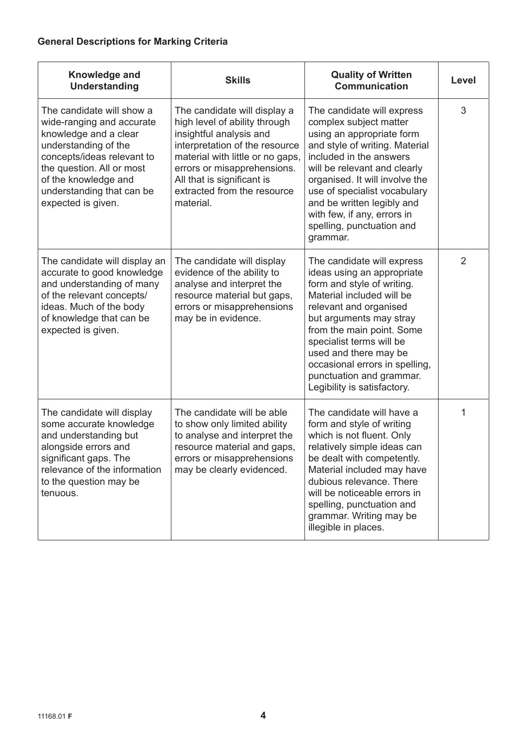**General Descriptions for Marking Criteria**

| Knowledge and Understanding | Skills | Quality of Written Communication | Level |
|---|---|---|---|
| The candidate will show a wide-ranging and accurate knowledge and a clear understanding of the concepts/ideas relevant to the question. All or most of the knowledge and understanding that can be expected is given. | The candidate will display a high level of ability through insightful analysis and interpretation of the resource material with little or no gaps, errors or misapprehensions. All that is significant is extracted from the resource material. | The candidate will express complex subject matter using an appropriate form and style of writing. Material included in the answers will be relevant and clearly organised. It will involve the use of specialist vocabulary and be written legibly and with few, if any, errors in spelling, punctuation and grammar. | 3 |
| The candidate will display an accurate to good knowledge and understanding of many of the relevant concepts/ideas. Much of the body of knowledge that can be expected is given. | The candidate will display evidence of the ability to analyse and interpret the resource material but gaps, errors or misapprehensions may be in evidence. | The candidate will express ideas using an appropriate form and style of writing. Material included will be relevant and organised but arguments may stray from the main point. Some specialist terms will be used and there may be occasional errors in spelling, punctuation and grammar. Legibility is satisfactory. | 2 |
| The candidate will display some accurate knowledge and understanding but alongside errors and significant gaps. The relevance of the information to the question may be tenuous. | The candidate will be able to show only limited ability to analyse and interpret the resource material and gaps, errors or misapprehensions may be clearly evidenced. | The candidate will have a form and style of writing which is not fluent. Only relatively simple ideas can be dealt with competently. Material included may have dubious relevance. There will be noticeable errors in spelling, punctuation and grammar. Writing may be illegible in places. | 1 |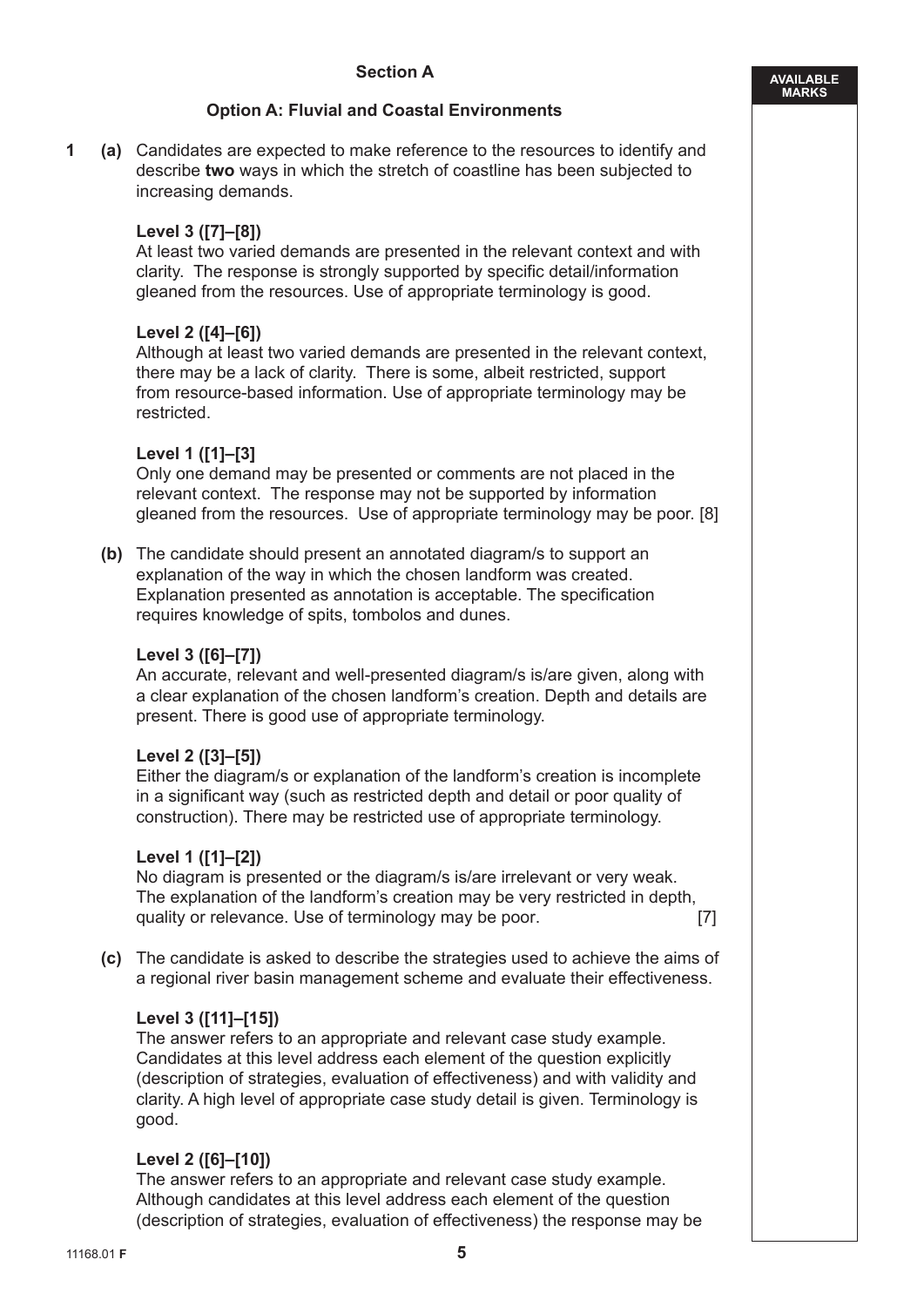## Section A

### Option A: Fluvial and Coastal Environments

**1 (a)** Candidates are expected to make reference to the resources to identify and describe **two** ways in which the stretch of coastline has been subjected to increasing demands.

**Level 3 ([7]–[8])**
At least two varied demands are presented in the relevant context and with clarity. The response is strongly supported by specific detail/information gleaned from the resources. Use of appropriate terminology is good.

**Level 2 ([4]–[6])**
Although at least two varied demands are presented in the relevant context, there may be a lack of clarity. There is some, albeit restricted, support from resource-based information. Use of appropriate terminology may be restricted.

**Level 1 ([1]–[3]**
Only one demand may be presented or comments are not placed in the relevant context. The response may not be supported by information gleaned from the resources. Use of appropriate terminology may be poor. [8]

**(b)** The candidate should present an annotated diagram/s to support an explanation of the way in which the chosen landform was created. Explanation presented as annotation is acceptable. The specification requires knowledge of spits, tombolos and dunes.

**Level 3 ([6]–[7])**
An accurate, relevant and well-presented diagram/s is/are given, along with a clear explanation of the chosen landform's creation. Depth and details are present. There is good use of appropriate terminology.

**Level 2 ([3]–[5])**
Either the diagram/s or explanation of the landform's creation is incomplete in a significant way (such as restricted depth and detail or poor quality of construction). There may be restricted use of appropriate terminology.

**Level 1 ([1]–[2])**
No diagram is presented or the diagram/s is/are irrelevant or very weak. The explanation of the landform's creation may be very restricted in depth, quality or relevance. Use of terminology may be poor. [7]

**(c)** The candidate is asked to describe the strategies used to achieve the aims of a regional river basin management scheme and evaluate their effectiveness.

**Level 3 ([11]–[15])**
The answer refers to an appropriate and relevant case study example. Candidates at this level address each element of the question explicitly (description of strategies, evaluation of effectiveness) and with validity and clarity. A high level of appropriate case study detail is given. Terminology is good.

**Level 2 ([6]–[10])**
The answer refers to an appropriate and relevant case study example. Although candidates at this level address each element of the question (description of strategies, evaluation of effectiveness) the response may be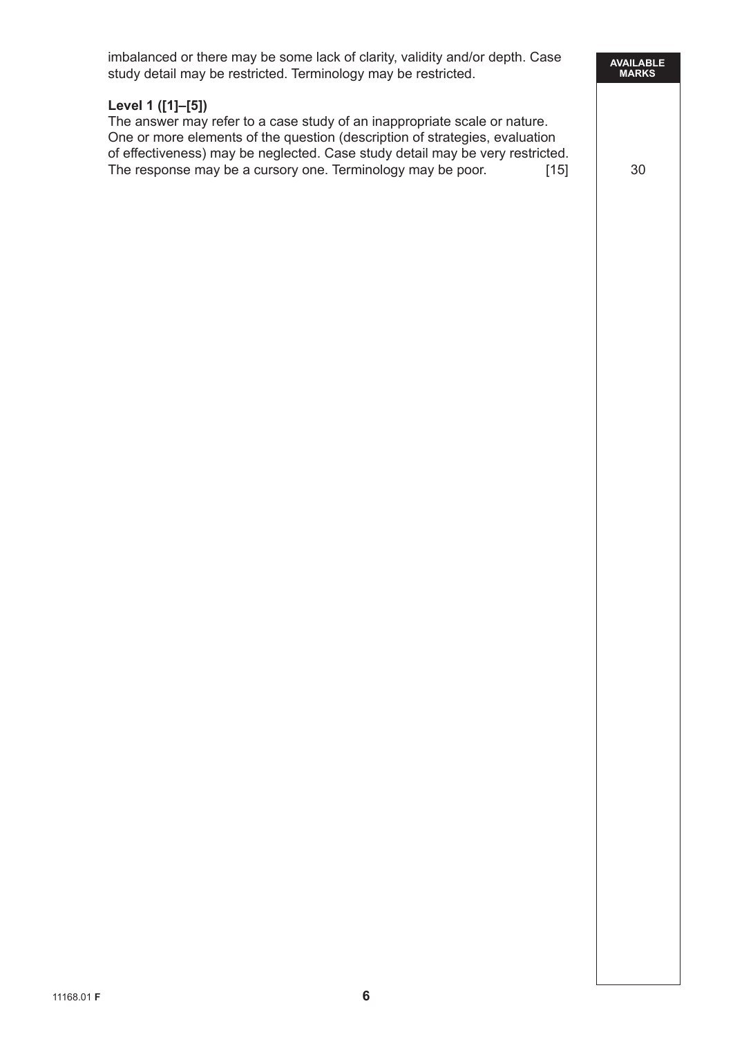imbalanced or there may be some lack of clarity, validity and/or depth. Case study detail may be restricted. Terminology may be restricted.

**Level 1 ([1]–[5])**
The answer may refer to a case study of an inappropriate scale or nature. One or more elements of the question (description of strategies, evaluation of effectiveness) may be neglected. Case study detail may be very restricted. The response may be a cursory one. Terminology may be poor. [15]

| AVAILABLE MARKS |
| --- |
| 30 |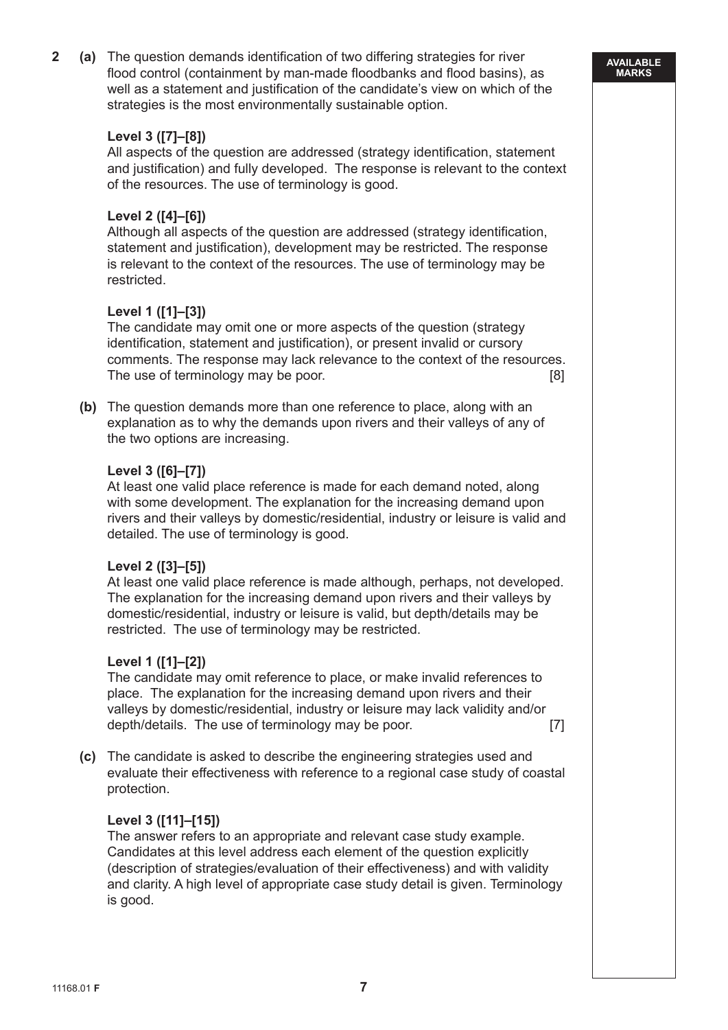**2 (a)** The question demands identification of two differing strategies for river flood control (containment by man-made floodbanks and flood basins), as well as a statement and justification of the candidate's view on which of the strategies is the most environmentally sustainable option.

**Level 3 ([7]–[8])**
All aspects of the question are addressed (strategy identification, statement and justification) and fully developed. The response is relevant to the context of the resources. The use of terminology is good.

**Level 2 ([4]–[6])**
Although all aspects of the question are addressed (strategy identification, statement and justification), development may be restricted. The response is relevant to the context of the resources. The use of terminology may be restricted.

**Level 1 ([1]–[3])**
The candidate may omit one or more aspects of the question (strategy identification, statement and justification), or present invalid or cursory comments. The response may lack relevance to the context of the resources. The use of terminology may be poor. [8]

**(b)** The question demands more than one reference to place, along with an explanation as to why the demands upon rivers and their valleys of any of the two options are increasing.

**Level 3 ([6]–[7])**
At least one valid place reference is made for each demand noted, along with some development. The explanation for the increasing demand upon rivers and their valleys by domestic/residential, industry or leisure is valid and detailed. The use of terminology is good.

**Level 2 ([3]–[5])**
At least one valid place reference is made although, perhaps, not developed. The explanation for the increasing demand upon rivers and their valleys by domestic/residential, industry or leisure is valid, but depth/details may be restricted. The use of terminology may be restricted.

**Level 1 ([1]–[2])**
The candidate may omit reference to place, or make invalid references to place. The explanation for the increasing demand upon rivers and their valleys by domestic/residential, industry or leisure may lack validity and/or depth/details. The use of terminology may be poor. [7]

**(c)** The candidate is asked to describe the engineering strategies used and evaluate their effectiveness with reference to a regional case study of coastal protection.

**Level 3 ([11]–[15])**
The answer refers to an appropriate and relevant case study example. Candidates at this level address each element of the question explicitly (description of strategies/evaluation of their effectiveness) and with validity and clarity. A high level of appropriate case study detail is given. Terminology is good.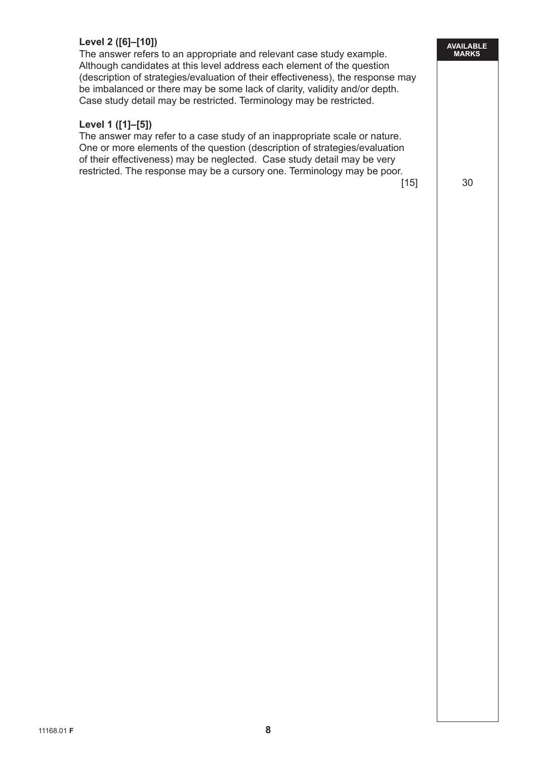**Level 2 ([6]–[10])**
The answer refers to an appropriate and relevant case study example. Although candidates at this level address each element of the question (description of strategies/evaluation of their effectiveness), the response may be imbalanced or there may be some lack of clarity, validity and/or depth. Case study detail may be restricted. Terminology may be restricted.

**Level 1 ([1]–[5])**
The answer may refer to a case study of an inappropriate scale or nature. One or more elements of the question (description of strategies/evaluation of their effectiveness) may be neglected. Case study detail may be very restricted. The response may be a cursory one. Terminology may be poor.

[15]

**AVAILABLE MARKS**

30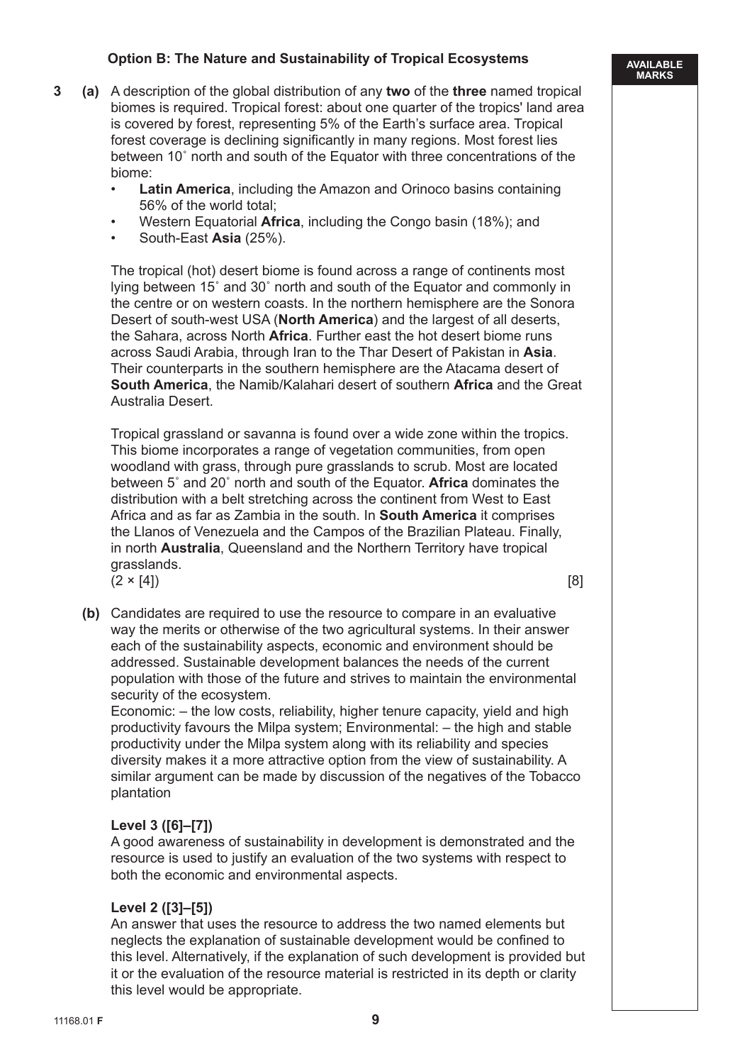**Option B: The Nature and Sustainability of Tropical Ecosystems**

**3 (a)** A description of the global distribution of any **two** of the **three** named tropical biomes is required. Tropical forest: about one quarter of the tropics' land area is covered by forest, representing 5% of the Earth's surface area. Tropical forest coverage is declining significantly in many regions. Most forest lies between 10˚ north and south of the Equator with three concentrations of the biome:

- **Latin America**, including the Amazon and Orinoco basins containing 56% of the world total;
- Western Equatorial **Africa**, including the Congo basin (18%); and
- South-East **Asia** (25%).

The tropical (hot) desert biome is found across a range of continents most lying between 15˚ and 30˚ north and south of the Equator and commonly in the centre or on western coasts. In the northern hemisphere are the Sonora Desert of south-west USA (**North America**) and the largest of all deserts, the Sahara, across North **Africa**. Further east the hot desert biome runs across Saudi Arabia, through Iran to the Thar Desert of Pakistan in **Asia**. Their counterparts in the southern hemisphere are the Atacama desert of **South America**, the Namib/Kalahari desert of southern **Africa** and the Great Australia Desert.

Tropical grassland or savanna is found over a wide zone within the tropics. This biome incorporates a range of vegetation communities, from open woodland with grass, through pure grasslands to scrub. Most are located between 5˚ and 20˚ north and south of the Equator. **Africa** dominates the distribution with a belt stretching across the continent from West to East Africa and as far as Zambia in the south. In **South America** it comprises the Llanos of Venezuela and the Campos of the Brazilian Plateau. Finally, in north **Australia**, Queensland and the Northern Territory have tropical grasslands.

(2 × [4]) [8]

**(b)** Candidates are required to use the resource to compare in an evaluative way the merits or otherwise of the two agricultural systems. In their answer each of the sustainability aspects, economic and environment should be addressed. Sustainable development balances the needs of the current population with those of the future and strives to maintain the environmental security of the ecosystem.

Economic: – the low costs, reliability, higher tenure capacity, yield and high productivity favours the Milpa system; Environmental: – the high and stable productivity under the Milpa system along with its reliability and species diversity makes it a more attractive option from the view of sustainability. A similar argument can be made by discussion of the negatives of the Tobacco plantation

**Level 3 ([6]–[7])**

A good awareness of sustainability in development is demonstrated and the resource is used to justify an evaluation of the two systems with respect to both the economic and environmental aspects.

**Level 2 ([3]–[5])**

An answer that uses the resource to address the two named elements but neglects the explanation of sustainable development would be confined to this level. Alternatively, if the explanation of such development is provided but it or the evaluation of the resource material is restricted in its depth or clarity this level would be appropriate.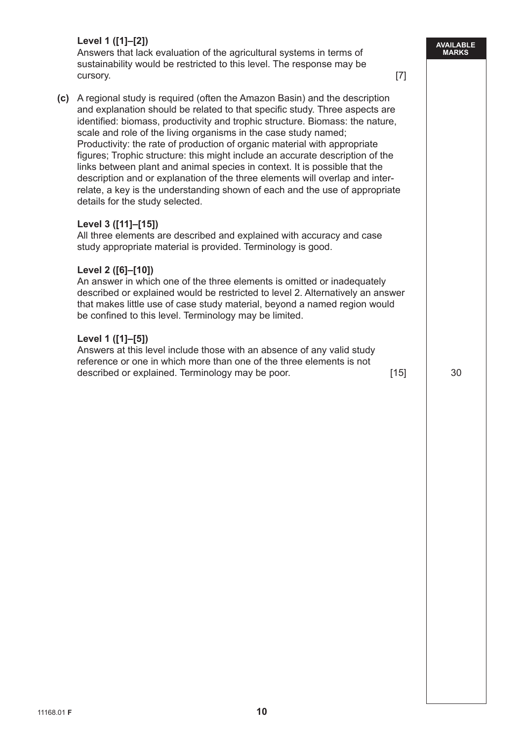**Level 1 ([1]–[2])**
Answers that lack evaluation of the agricultural systems in terms of sustainability would be restricted to this level. The response may be cursory. [7]

**(c)** A regional study is required (often the Amazon Basin) and the description and explanation should be related to that specific study. Three aspects are identified: biomass, productivity and trophic structure. Biomass: the nature, scale and role of the living organisms in the case study named; Productivity: the rate of production of organic material with appropriate figures; Trophic structure: this might include an accurate description of the links between plant and animal species in context. It is possible that the description and or explanation of the three elements will overlap and inter-relate, a key is the understanding shown of each and the use of appropriate details for the study selected.

**Level 3 ([11]–[15])**
All three elements are described and explained with accuracy and case study appropriate material is provided. Terminology is good.

**Level 2 ([6]–[10])**
An answer in which one of the three elements is omitted or inadequately described or explained would be restricted to level 2. Alternatively an answer that makes little use of case study material, beyond a named region would be confined to this level. Terminology may be limited.

**Level 1 ([1]–[5])**
Answers at this level include those with an absence of any valid study reference or one in which more than one of the three elements is not described or explained. Terminology may be poor. [15]

AVAILABLE MARKS: 30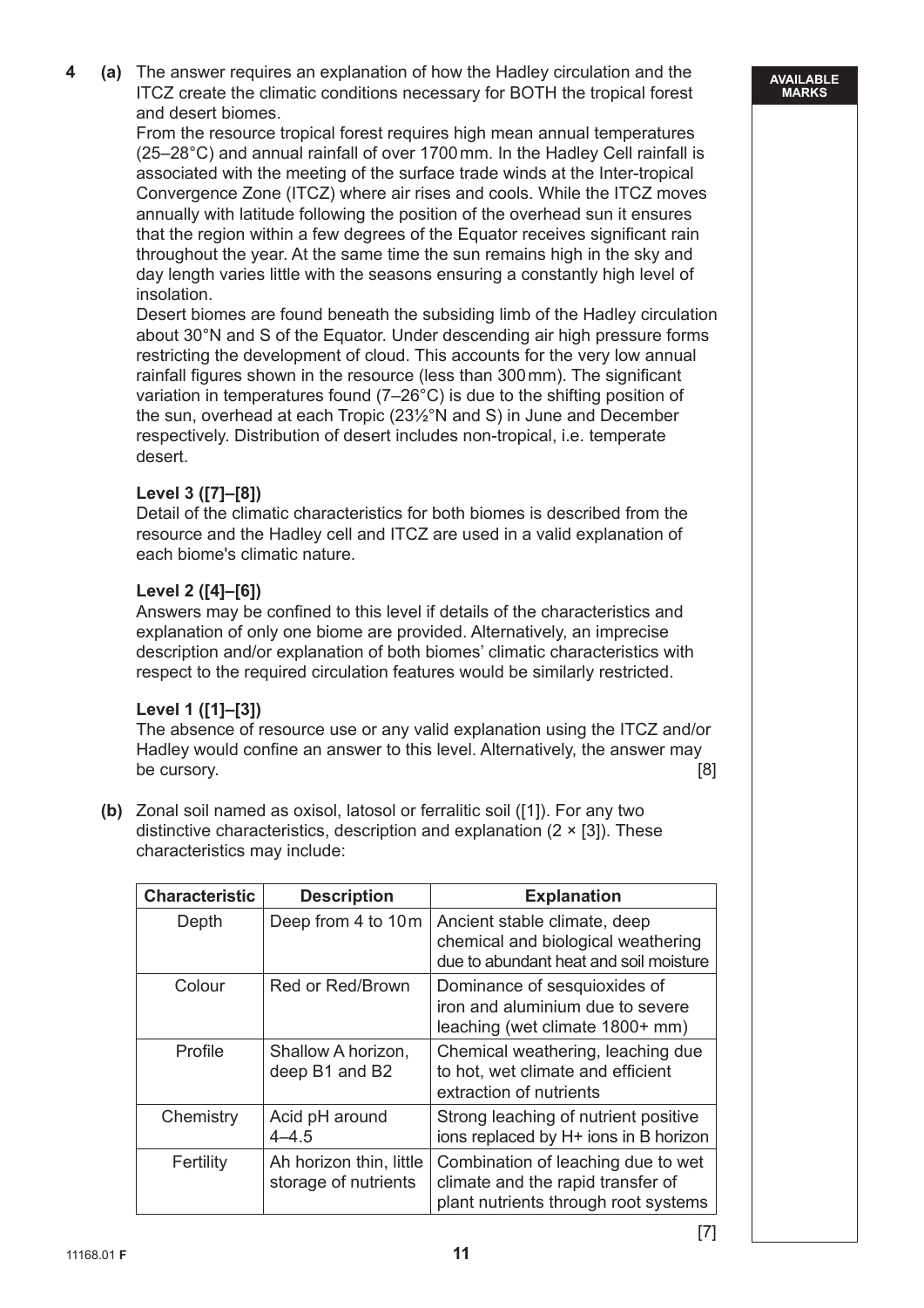**4 (a)** The answer requires an explanation of how the Hadley circulation and the ITCZ create the climatic conditions necessary for BOTH the tropical forest and desert biomes.

From the resource tropical forest requires high mean annual temperatures (25–28°C) and annual rainfall of over 1700 mm. In the Hadley Cell rainfall is associated with the meeting of the surface trade winds at the Inter-tropical Convergence Zone (ITCZ) where air rises and cools. While the ITCZ moves annually with latitude following the position of the overhead sun it ensures that the region within a few degrees of the Equator receives significant rain throughout the year. At the same time the sun remains high in the sky and day length varies little with the seasons ensuring a constantly high level of insolation.

Desert biomes are found beneath the subsiding limb of the Hadley circulation about 30°N and S of the Equator. Under descending air high pressure forms restricting the development of cloud. This accounts for the very low annual rainfall figures shown in the resource (less than 300 mm). The significant variation in temperatures found (7–26°C) is due to the shifting position of the sun, overhead at each Tropic (23½°N and S) in June and December respectively. Distribution of desert includes non-tropical, i.e. temperate desert.

**Level 3 ([7]–[8])**

Detail of the climatic characteristics for both biomes is described from the resource and the Hadley cell and ITCZ are used in a valid explanation of each biome's climatic nature.

**Level 2 ([4]–[6])**

Answers may be confined to this level if details of the characteristics and explanation of only one biome are provided. Alternatively, an imprecise description and/or explanation of both biomes' climatic characteristics with respect to the required circulation features would be similarly restricted.

**Level 1 ([1]–[3])**

The absence of resource use or any valid explanation using the ITCZ and/or Hadley would confine an answer to this level. Alternatively, the answer may be cursory. [8]

**(b)** Zonal soil named as oxisol, latosol or ferralitic soil ([1]). For any two distinctive characteristics, description and explanation (2 × [3]). These characteristics may include:

| Characteristic | Description | Explanation |
|---|---|---|
| Depth | Deep from 4 to 10 m | Ancient stable climate, deep chemical and biological weathering due to abundant heat and soil moisture |
| Colour | Red or Red/Brown | Dominance of sesquioxides of iron and aluminium due to severe leaching (wet climate 1800+ mm) |
| Profile | Shallow A horizon, deep B1 and B2 | Chemical weathering, leaching due to hot, wet climate and efficient extraction of nutrients |
| Chemistry | Acid pH around 4–4.5 | Strong leaching of nutrient positive ions replaced by $H^+$ ions in B horizon |
| Fertility | Ah horizon thin, little storage of nutrients | Combination of leaching due to wet climate and the rapid transfer of plant nutrients through root systems |

[7]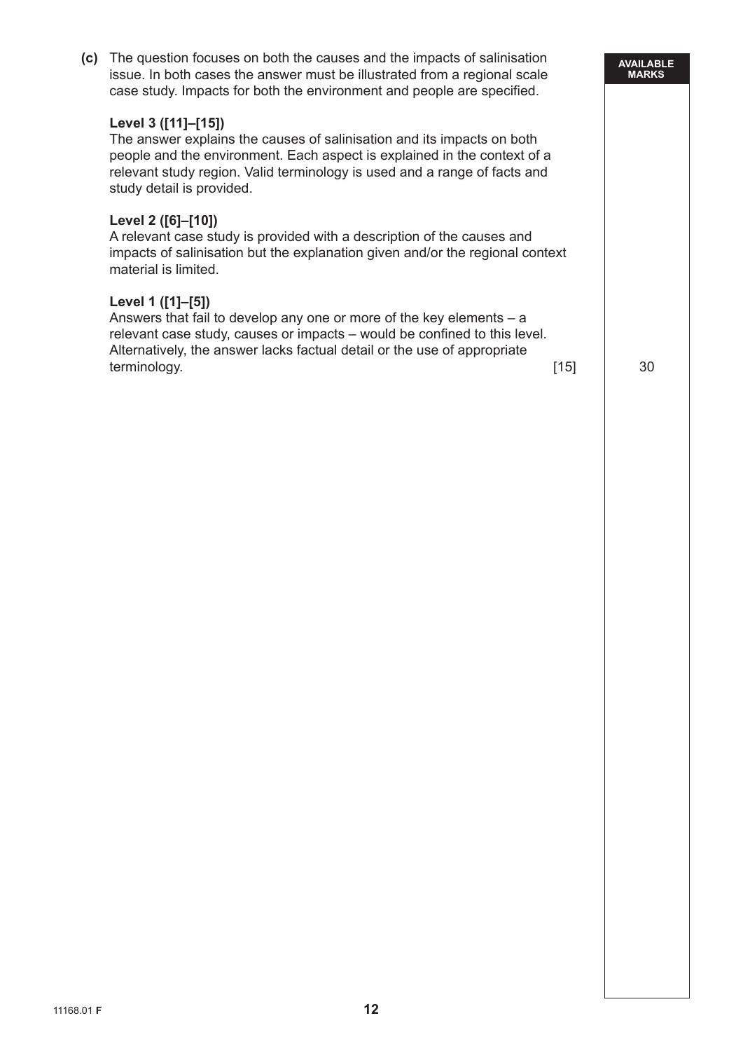**(c)** The question focuses on both the causes and the impacts of salinisation issue. In both cases the answer must be illustrated from a regional scale case study. Impacts for both the environment and people are specified.

**Level 3 ([11]–[15])**
The answer explains the causes of salinisation and its impacts on both people and the environment. Each aspect is explained in the context of a relevant study region. Valid terminology is used and a range of facts and study detail is provided.

**Level 2 ([6]–[10])**
A relevant case study is provided with a description of the causes and impacts of salinisation but the explanation given and/or the regional context material is limited.

**Level 1 ([1]–[5])**
Answers that fail to develop any one or more of the key elements – a relevant case study, causes or impacts – would be confined to this level. Alternatively, the answer lacks factual detail or the use of appropriate terminology. [15]

AVAILABLE MARKS: 30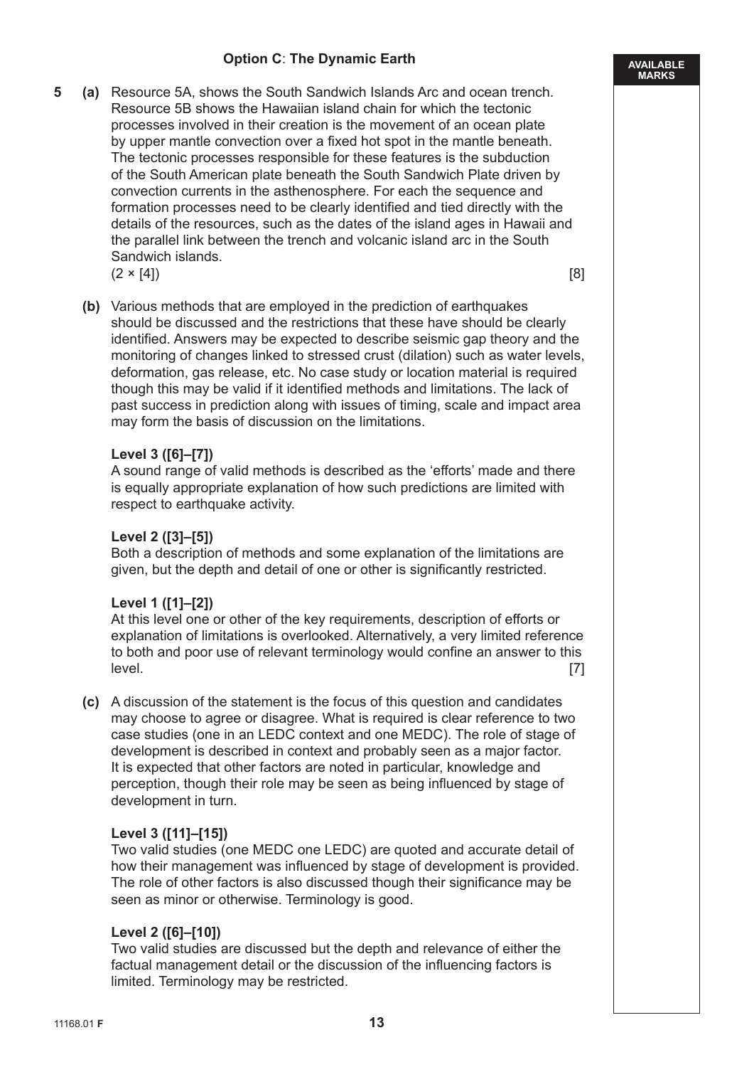**Option C**: **The Dynamic Earth**

AVAILABLE MARKS

**5 (a)** Resource 5A, shows the South Sandwich Islands Arc and ocean trench. Resource 5B shows the Hawaiian island chain for which the tectonic processes involved in their creation is the movement of an ocean plate by upper mantle convection over a fixed hot spot in the mantle beneath. The tectonic processes responsible for these features is the subduction of the South American plate beneath the South Sandwich Plate driven by convection currents in the asthenosphere. For each the sequence and formation processes need to be clearly identified and tied directly with the details of the resources, such as the dates of the island ages in Hawaii and the parallel link between the trench and volcanic island arc in the South Sandwich islands.
(2 × [4]) [8]

**(b)** Various methods that are employed in the prediction of earthquakes should be discussed and the restrictions that these have should be clearly identified. Answers may be expected to describe seismic gap theory and the monitoring of changes linked to stressed crust (dilation) such as water levels, deformation, gas release, etc. No case study or location material is required though this may be valid if it identified methods and limitations. The lack of past success in prediction along with issues of timing, scale and impact area may form the basis of discussion on the limitations.

**Level 3 ([6]–[7])**
A sound range of valid methods is described as the 'efforts' made and there is equally appropriate explanation of how such predictions are limited with respect to earthquake activity.

**Level 2 ([3]–[5])**
Both a description of methods and some explanation of the limitations are given, but the depth and detail of one or other is significantly restricted.

**Level 1 ([1]–[2])**
At this level one or other of the key requirements, description of efforts or explanation of limitations is overlooked. Alternatively, a very limited reference to both and poor use of relevant terminology would confine an answer to this level. [7]

**(c)** A discussion of the statement is the focus of this question and candidates may choose to agree or disagree. What is required is clear reference to two case studies (one in an LEDC context and one MEDC). The role of stage of development is described in context and probably seen as a major factor. It is expected that other factors are noted in particular, knowledge and perception, though their role may be seen as being influenced by stage of development in turn.

**Level 3 ([11]–[15])**
Two valid studies (one MEDC one LEDC) are quoted and accurate detail of how their management was influenced by stage of development is provided. The role of other factors is also discussed though their significance may be seen as minor or otherwise. Terminology is good.

**Level 2 ([6]–[10])**
Two valid studies are discussed but the depth and relevance of either the factual management detail or the discussion of the influencing factors is limited. Terminology may be restricted.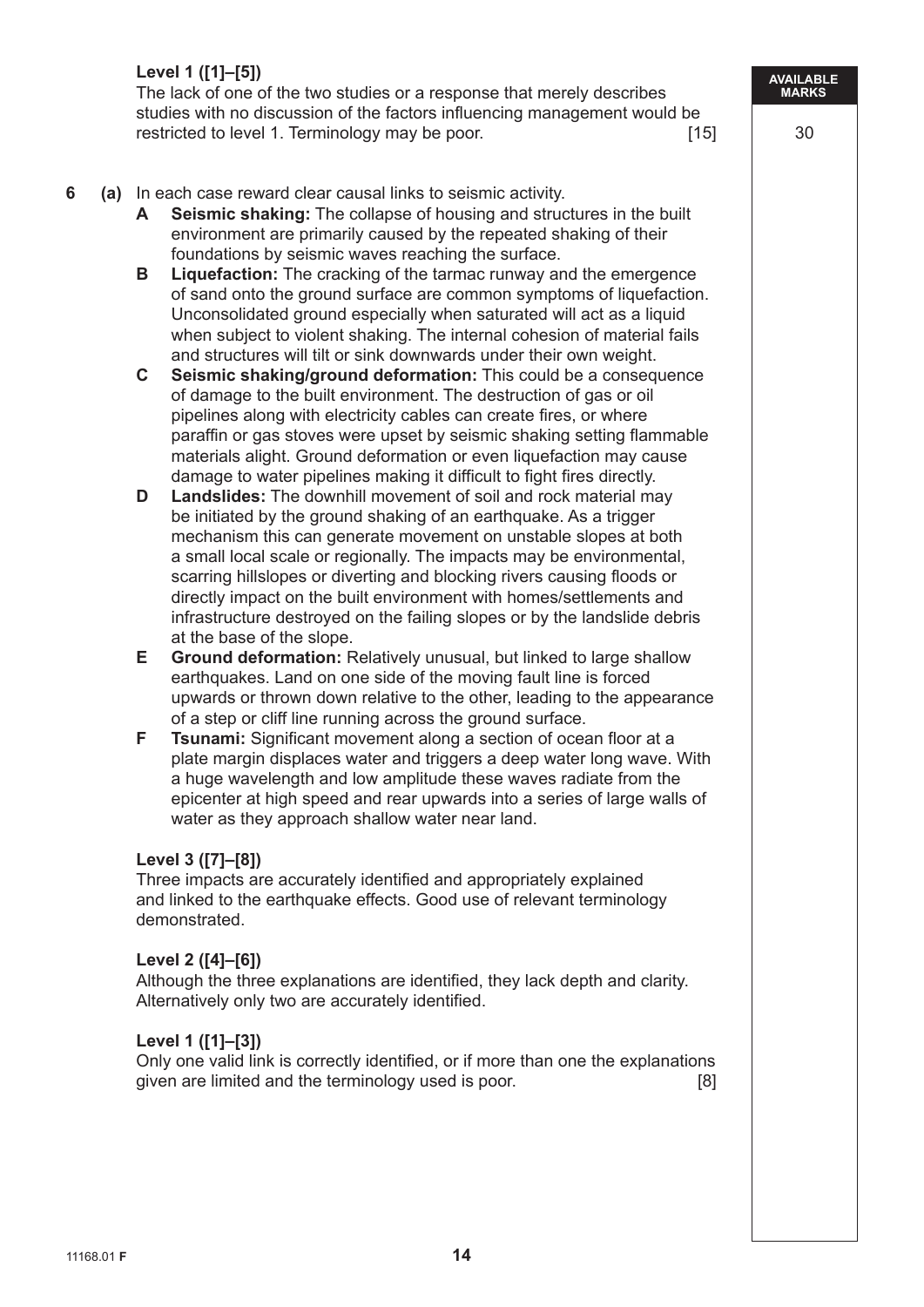**Level 1 ([1]–[5])**
The lack of one of the two studies or a response that merely describes studies with no discussion of the factors influencing management would be restricted to level 1. Terminology may be poor. [15]

AVAILABLE MARKS

30

**6 (a)** In each case reward clear causal links to seismic activity.

**A Seismic shaking:** The collapse of housing and structures in the built environment are primarily caused by the repeated shaking of their foundations by seismic waves reaching the surface.

**B Liquefaction:** The cracking of the tarmac runway and the emergence of sand onto the ground surface are common symptoms of liquefaction. Unconsolidated ground especially when saturated will act as a liquid when subject to violent shaking. The internal cohesion of material fails and structures will tilt or sink downwards under their own weight.

**C Seismic shaking/ground deformation:** This could be a consequence of damage to the built environment. The destruction of gas or oil pipelines along with electricity cables can create fires, or where paraffin or gas stoves were upset by seismic shaking setting flammable materials alight. Ground deformation or even liquefaction may cause damage to water pipelines making it difficult to fight fires directly.

**D Landslides:** The downhill movement of soil and rock material may be initiated by the ground shaking of an earthquake. As a trigger mechanism this can generate movement on unstable slopes at both a small local scale or regionally. The impacts may be environmental, scarring hillslopes or diverting and blocking rivers causing floods or directly impact on the built environment with homes/settlements and infrastructure destroyed on the failing slopes or by the landslide debris at the base of the slope.

**E Ground deformation:** Relatively unusual, but linked to large shallow earthquakes. Land on one side of the moving fault line is forced upwards or thrown down relative to the other, leading to the appearance of a step or cliff line running across the ground surface.

**F Tsunami:** Significant movement along a section of ocean floor at a plate margin displaces water and triggers a deep water long wave. With a huge wavelength and low amplitude these waves radiate from the epicenter at high speed and rear upwards into a series of large walls of water as they approach shallow water near land.

**Level 3 ([7]–[8])**
Three impacts are accurately identified and appropriately explained and linked to the earthquake effects. Good use of relevant terminology demonstrated.

**Level 2 ([4]–[6])**
Although the three explanations are identified, they lack depth and clarity. Alternatively only two are accurately identified.

**Level 1 ([1]–[3])**
Only one valid link is correctly identified, or if more than one the explanations given are limited and the terminology used is poor. [8]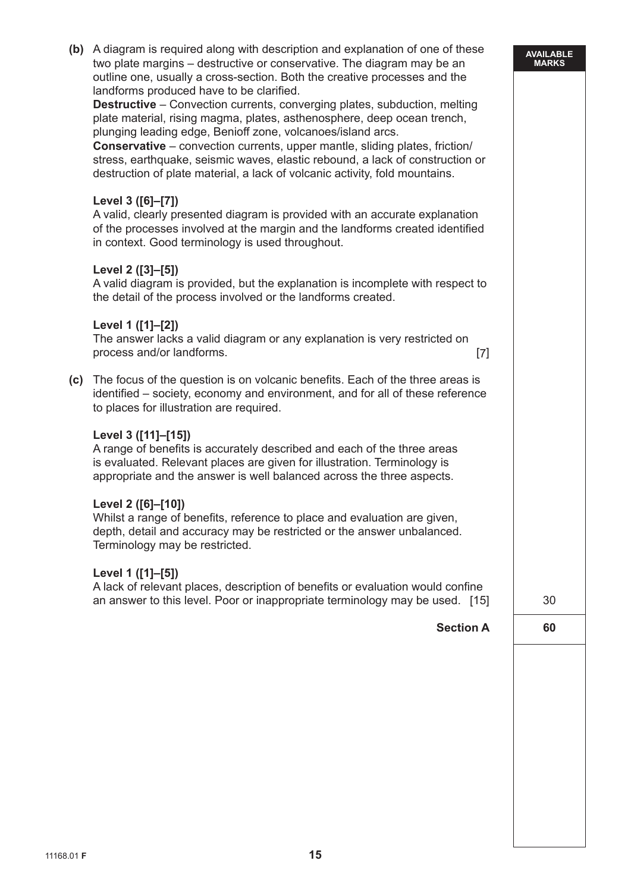**(b)** A diagram is required along with description and explanation of one of these two plate margins – destructive or conservative. The diagram may be an outline one, usually a cross-section. Both the creative processes and the landforms produced have to be clarified.

**Destructive** – Convection currents, converging plates, subduction, melting plate material, rising magma, plates, asthenosphere, deep ocean trench, plunging leading edge, Benioff zone, volcanoes/island arcs.

**Conservative** – convection currents, upper mantle, sliding plates, friction/stress, earthquake, seismic waves, elastic rebound, a lack of construction or destruction of plate material, a lack of volcanic activity, fold mountains.

**Level 3 ([6]–[7])**
A valid, clearly presented diagram is provided with an accurate explanation of the processes involved at the margin and the landforms created identified in context. Good terminology is used throughout.

**Level 2 ([3]–[5])**
A valid diagram is provided, but the explanation is incomplete with respect to the detail of the process involved or the landforms created.

**Level 1 ([1]–[2])**
The answer lacks a valid diagram or any explanation is very restricted on process and/or landforms. [7]

**(c)** The focus of the question is on volcanic benefits. Each of the three areas is identified – society, economy and environment, and for all of these reference to places for illustration are required.

**Level 3 ([11]–[15])**
A range of benefits is accurately described and each of the three areas is evaluated. Relevant places are given for illustration. Terminology is appropriate and the answer is well balanced across the three aspects.

**Level 2 ([6]–[10])**
Whilst a range of benefits, reference to place and evaluation are given, depth, detail and accuracy may be restricted or the answer unbalanced. Terminology may be restricted.

**Level 1 ([1]–[5])**
A lack of relevant places, description of benefits or evaluation would confine an answer to this level. Poor or inappropriate terminology may be used. [15]

AVAILABLE MARKS: 30

**Section A** 60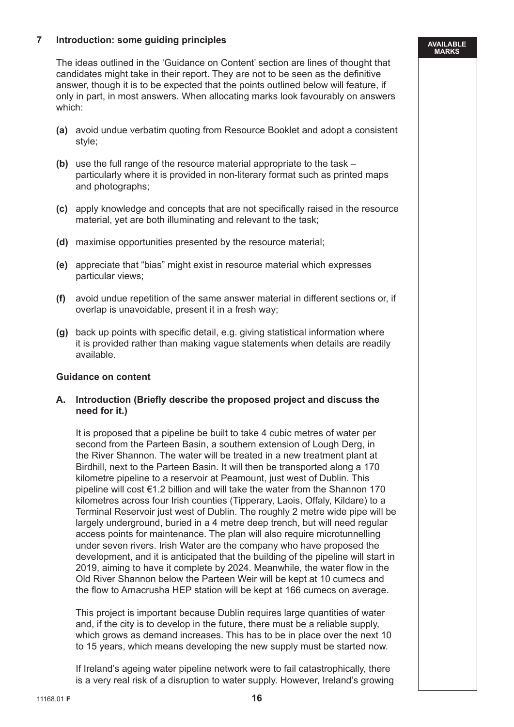## 7 Introduction: some guiding principles

The ideas outlined in the 'Guidance on Content' section are lines of thought that candidates might take in their report. They are not to be seen as the definitive answer, though it is to be expected that the points outlined below will feature, if only in part, in most answers. When allocating marks look favourably on answers which:

**(a)** avoid undue verbatim quoting from Resource Booklet and adopt a consistent style;

**(b)** use the full range of the resource material appropriate to the task – particularly where it is provided in non-literary format such as printed maps and photographs;

**(c)** apply knowledge and concepts that are not specifically raised in the resource material, yet are both illuminating and relevant to the task;

**(d)** maximise opportunities presented by the resource material;

**(e)** appreciate that "bias" might exist in resource material which expresses particular views;

**(f)** avoid undue repetition of the same answer material in different sections or, if overlap is unavoidable, present it in a fresh way;

**(g)** back up points with specific detail, e.g. giving statistical information where it is provided rather than making vague statements when details are readily available.

### Guidance on content

**A. Introduction (Briefly describe the proposed project and discuss the need for it.)**

It is proposed that a pipeline be built to take 4 cubic metres of water per second from the Parteen Basin, a southern extension of Lough Derg, in the River Shannon. The water will be treated in a new treatment plant at Birdhill, next to the Parteen Basin. It will then be transported along a 170 kilometre pipeline to a reservoir at Peamount, just west of Dublin. This pipeline will cost €1.2 billion and will take the water from the Shannon 170 kilometres across four Irish counties (Tipperary, Laois, Offaly, Kildare) to a Terminal Reservoir just west of Dublin. The roughly 2 metre wide pipe will be largely underground, buried in a 4 metre deep trench, but will need regular access points for maintenance. The plan will also require microtunnelling under seven rivers. Irish Water are the company who have proposed the development, and it is anticipated that the building of the pipeline will start in 2019, aiming to have it complete by 2024. Meanwhile, the water flow in the Old River Shannon below the Parteen Weir will be kept at 10 cumecs and the flow to Arnacrusha HEP station will be kept at 166 cumecs on average.

This project is important because Dublin requires large quantities of water and, if the city is to develop in the future, there must be a reliable supply, which grows as demand increases. This has to be in place over the next 10 to 15 years, which means developing the new supply must be started now.

If Ireland's ageing water pipeline network were to fail catastrophically, there is a very real risk of a disruption to water supply. However, Ireland's growing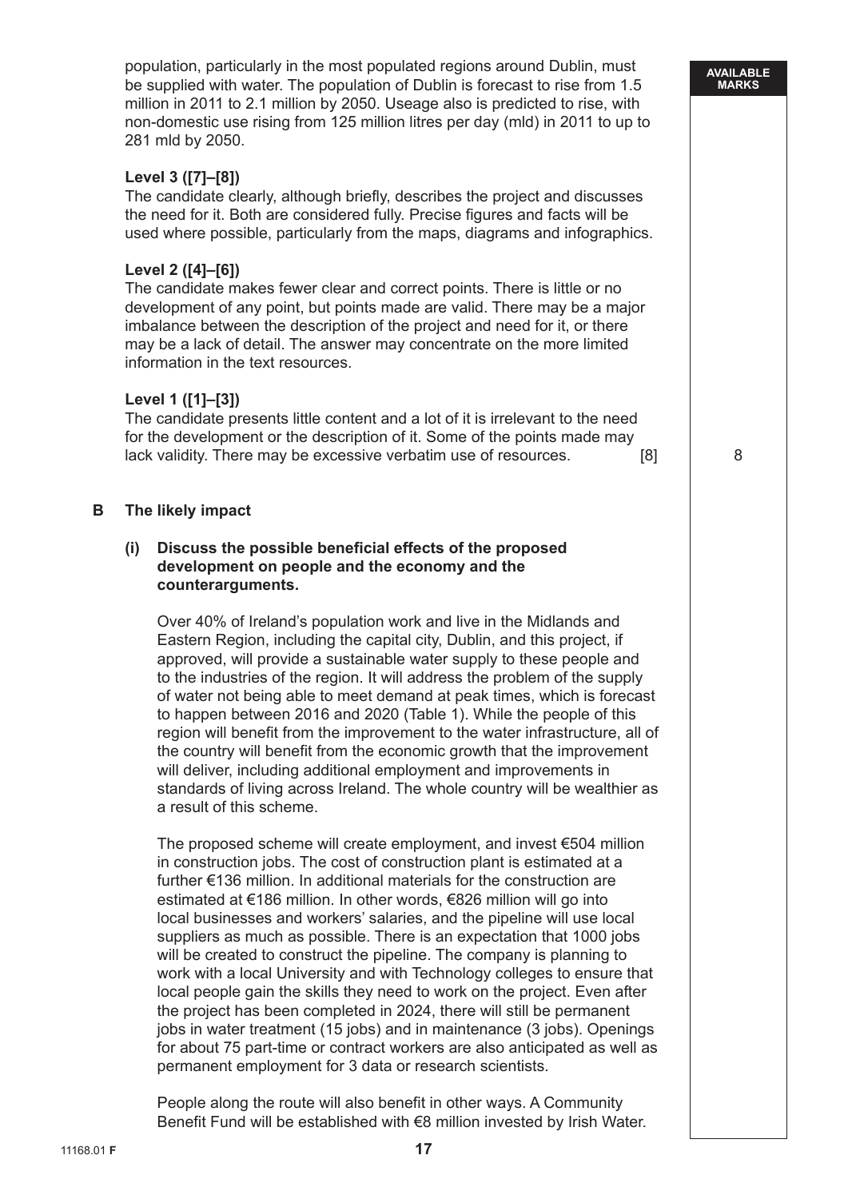population, particularly in the most populated regions around Dublin, must be supplied with water. The population of Dublin is forecast to rise from 1.5 million in 2011 to 2.1 million by 2050. Useage also is predicted to rise, with non-domestic use rising from 125 million litres per day (mld) in 2011 to up to 281 mld by 2050.

**Level 3 ([7]–[8])**
The candidate clearly, although briefly, describes the project and discusses the need for it. Both are considered fully. Precise figures and facts will be used where possible, particularly from the maps, diagrams and infographics.

**Level 2 ([4]–[6])**
The candidate makes fewer clear and correct points. There is little or no development of any point, but points made are valid. There may be a major imbalance between the description of the project and need for it, or there may be a lack of detail. The answer may concentrate on the more limited information in the text resources.

**Level 1 ([1]–[3])**
The candidate presents little content and a lot of it is irrelevant to the need for the development or the description of it. Some of the points made may lack validity. There may be excessive verbatim use of resources. [8] 8

**B The likely impact**

**(i) Discuss the possible beneficial effects of the proposed development on people and the economy and the counterarguments.**

Over 40% of Ireland's population work and live in the Midlands and Eastern Region, including the capital city, Dublin, and this project, if approved, will provide a sustainable water supply to these people and to the industries of the region. It will address the problem of the supply of water not being able to meet demand at peak times, which is forecast to happen between 2016 and 2020 (Table 1). While the people of this region will benefit from the improvement to the water infrastructure, all of the country will benefit from the economic growth that the improvement will deliver, including additional employment and improvements in standards of living across Ireland. The whole country will be wealthier as a result of this scheme.

The proposed scheme will create employment, and invest €504 million in construction jobs. The cost of construction plant is estimated at a further €136 million. In additional materials for the construction are estimated at €186 million. In other words, €826 million will go into local businesses and workers' salaries, and the pipeline will use local suppliers as much as possible. There is an expectation that 1000 jobs will be created to construct the pipeline. The company is planning to work with a local University and with Technology colleges to ensure that local people gain the skills they need to work on the project. Even after the project has been completed in 2024, there will still be permanent jobs in water treatment (15 jobs) and in maintenance (3 jobs). Openings for about 75 part-time or contract workers are also anticipated as well as permanent employment for 3 data or research scientists.

People along the route will also benefit in other ways. A Community Benefit Fund will be established with €8 million invested by Irish Water.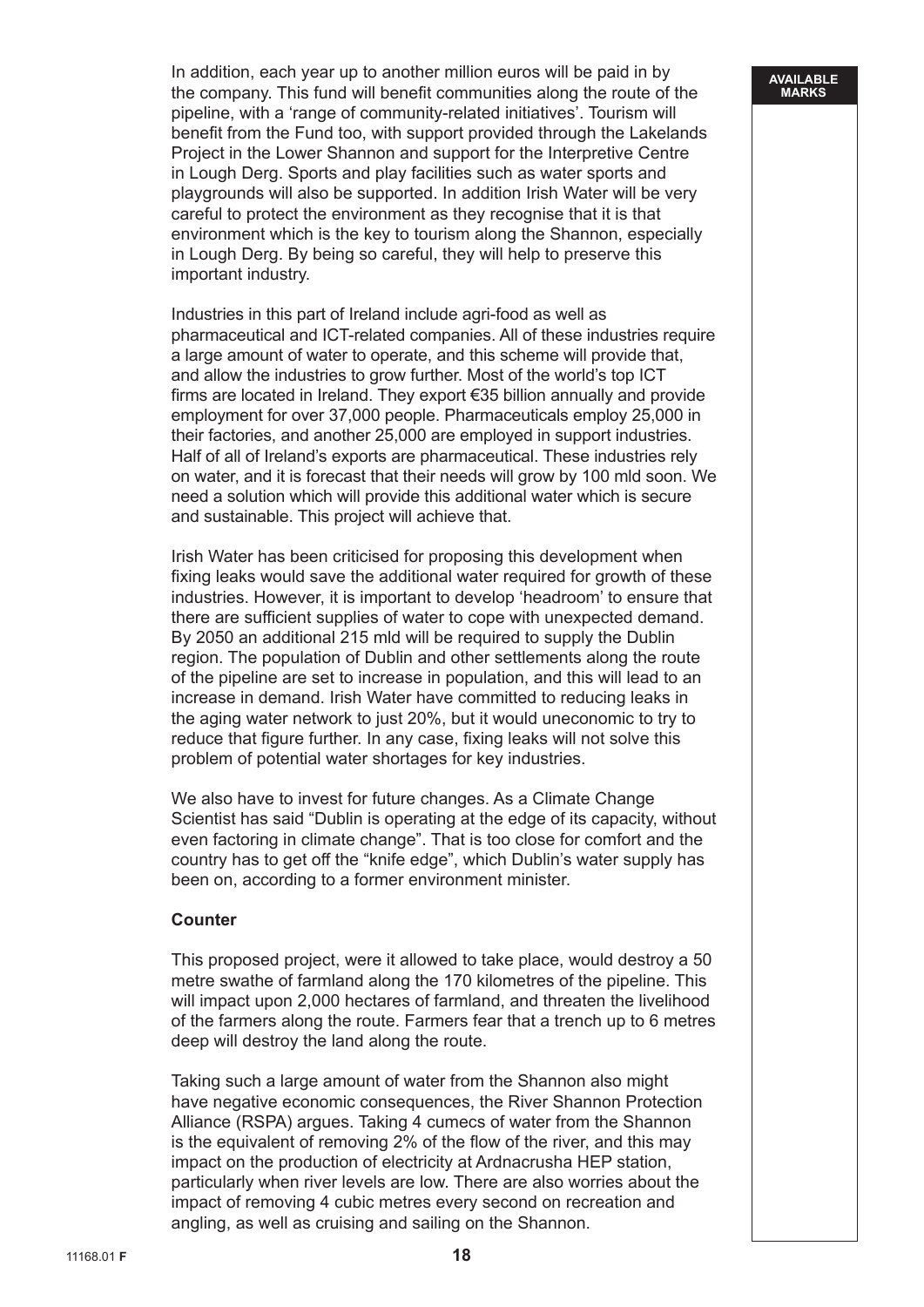In addition, each year up to another million euros will be paid in by the company. This fund will benefit communities along the route of the pipeline, with a 'range of community-related initiatives'. Tourism will benefit from the Fund too, with support provided through the Lakelands Project in the Lower Shannon and support for the Interpretive Centre in Lough Derg. Sports and play facilities such as water sports and playgrounds will also be supported. In addition Irish Water will be very careful to protect the environment as they recognise that it is that environment which is the key to tourism along the Shannon, especially in Lough Derg. By being so careful, they will help to preserve this important industry.

Industries in this part of Ireland include agri-food as well as pharmaceutical and ICT-related companies. All of these industries require a large amount of water to operate, and this scheme will provide that, and allow the industries to grow further. Most of the world's top ICT firms are located in Ireland. They export €35 billion annually and provide employment for over 37,000 people. Pharmaceuticals employ 25,000 in their factories, and another 25,000 are employed in support industries. Half of all of Ireland's exports are pharmaceutical. These industries rely on water, and it is forecast that their needs will grow by 100 mld soon. We need a solution which will provide this additional water which is secure and sustainable. This project will achieve that.

Irish Water has been criticised for proposing this development when fixing leaks would save the additional water required for growth of these industries. However, it is important to develop 'headroom' to ensure that there are sufficient supplies of water to cope with unexpected demand. By 2050 an additional 215 mld will be required to supply the Dublin region. The population of Dublin and other settlements along the route of the pipeline are set to increase in population, and this will lead to an increase in demand. Irish Water have committed to reducing leaks in the aging water network to just 20%, but it would uneconomic to try to reduce that figure further. In any case, fixing leaks will not solve this problem of potential water shortages for key industries.

We also have to invest for future changes. As a Climate Change Scientist has said "Dublin is operating at the edge of its capacity, without even factoring in climate change". That is too close for comfort and the country has to get off the "knife edge", which Dublin's water supply has been on, according to a former environment minister.

**Counter**

This proposed project, were it allowed to take place, would destroy a 50 metre swathe of farmland along the 170 kilometres of the pipeline. This will impact upon 2,000 hectares of farmland, and threaten the livelihood of the farmers along the route. Farmers fear that a trench up to 6 metres deep will destroy the land along the route.

Taking such a large amount of water from the Shannon also might have negative economic consequences, the River Shannon Protection Alliance (RSPA) argues. Taking 4 cumecs of water from the Shannon is the equivalent of removing 2% of the flow of the river, and this may impact on the production of electricity at Ardnacrusha HEP station, particularly when river levels are low. There are also worries about the impact of removing 4 cubic metres every second on recreation and angling, as well as cruising and sailing on the Shannon.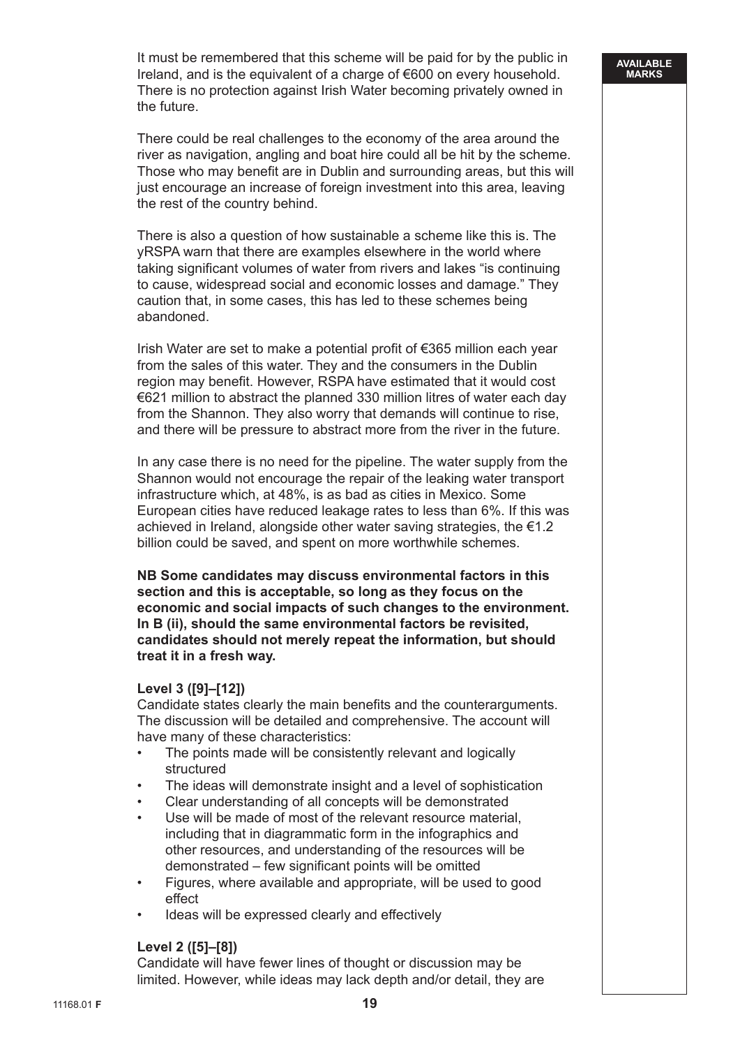It must be remembered that this scheme will be paid for by the public in Ireland, and is the equivalent of a charge of €600 on every household. There is no protection against Irish Water becoming privately owned in the future.

There could be real challenges to the economy of the area around the river as navigation, angling and boat hire could all be hit by the scheme. Those who may benefit are in Dublin and surrounding areas, but this will just encourage an increase of foreign investment into this area, leaving the rest of the country behind.

There is also a question of how sustainable a scheme like this is. The yRSPA warn that there are examples elsewhere in the world where taking significant volumes of water from rivers and lakes "is continuing to cause, widespread social and economic losses and damage." They caution that, in some cases, this has led to these schemes being abandoned.

Irish Water are set to make a potential profit of €365 million each year from the sales of this water. They and the consumers in the Dublin region may benefit. However, RSPA have estimated that it would cost €621 million to abstract the planned 330 million litres of water each day from the Shannon. They also worry that demands will continue to rise, and there will be pressure to abstract more from the river in the future.

In any case there is no need for the pipeline. The water supply from the Shannon would not encourage the repair of the leaking water transport infrastructure which, at 48%, is as bad as cities in Mexico. Some European cities have reduced leakage rates to less than 6%. If this was achieved in Ireland, alongside other water saving strategies, the €1.2 billion could be saved, and spent on more worthwhile schemes.

**NB Some candidates may discuss environmental factors in this section and this is acceptable, so long as they focus on the economic and social impacts of such changes to the environment. In B (ii), should the same environmental factors be revisited, candidates should not merely repeat the information, but should treat it in a fresh way.**

**Level 3 ([9]–[12])**

Candidate states clearly the main benefits and the counterarguments. The discussion will be detailed and comprehensive. The account will have many of these characteristics:

- The points made will be consistently relevant and logically structured
- The ideas will demonstrate insight and a level of sophistication
- Clear understanding of all concepts will be demonstrated
- Use will be made of most of the relevant resource material, including that in diagrammatic form in the infographics and other resources, and understanding of the resources will be demonstrated – few significant points will be omitted
- Figures, where available and appropriate, will be used to good effect
- Ideas will be expressed clearly and effectively

**Level 2 ([5]–[8])**

Candidate will have fewer lines of thought or discussion may be limited. However, while ideas may lack depth and/or detail, they are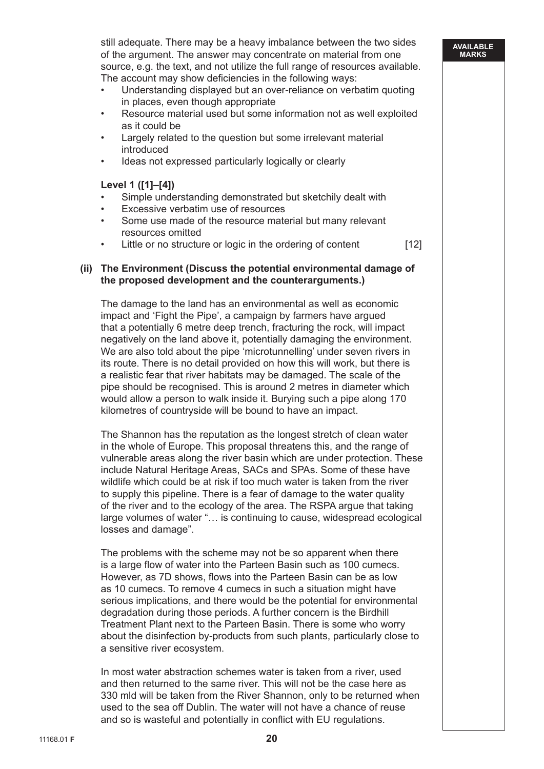still adequate. There may be a heavy imbalance between the two sides of the argument. The answer may concentrate on material from one source, e.g. the text, and not utilize the full range of resources available. The account may show deficiencies in the following ways:

- Understanding displayed but an over-reliance on verbatim quoting in places, even though appropriate
- Resource material used but some information not as well exploited as it could be
- Largely related to the question but some irrelevant material introduced
- Ideas not expressed particularly logically or clearly

**Level 1 ([1]–[4])**

- Simple understanding demonstrated but sketchily dealt with
- Excessive verbatim use of resources
- Some use made of the resource material but many relevant resources omitted
- Little or no structure or logic in the ordering of content [12]

**(ii) The Environment (Discuss the potential environmental damage of the proposed development and the counterarguments.)**

The damage to the land has an environmental as well as economic impact and 'Fight the Pipe', a campaign by farmers have argued that a potentially 6 metre deep trench, fracturing the rock, will impact negatively on the land above it, potentially damaging the environment. We are also told about the pipe 'microtunnelling' under seven rivers in its route. There is no detail provided on how this will work, but there is a realistic fear that river habitats may be damaged. The scale of the pipe should be recognised. This is around 2 metres in diameter which would allow a person to walk inside it. Burying such a pipe along 170 kilometres of countryside will be bound to have an impact.

The Shannon has the reputation as the longest stretch of clean water in the whole of Europe. This proposal threatens this, and the range of vulnerable areas along the river basin which are under protection. These include Natural Heritage Areas, SACs and SPAs. Some of these have wildlife which could be at risk if too much water is taken from the river to supply this pipeline. There is a fear of damage to the water quality of the river and to the ecology of the area. The RSPA argue that taking large volumes of water "… is continuing to cause, widespread ecological losses and damage".

The problems with the scheme may not be so apparent when there is a large flow of water into the Parteen Basin such as 100 cumecs. However, as 7D shows, flows into the Parteen Basin can be as low as 10 cumecs. To remove 4 cumecs in such a situation might have serious implications, and there would be the potential for environmental degradation during those periods. A further concern is the Birdhill Treatment Plant next to the Parteen Basin. There is some who worry about the disinfection by-products from such plants, particularly close to a sensitive river ecosystem.

In most water abstraction schemes water is taken from a river, used and then returned to the same river. This will not be the case here as 330 mld will be taken from the River Shannon, only to be returned when used to the sea off Dublin. The water will not have a chance of reuse and so is wasteful and potentially in conflict with EU regulations.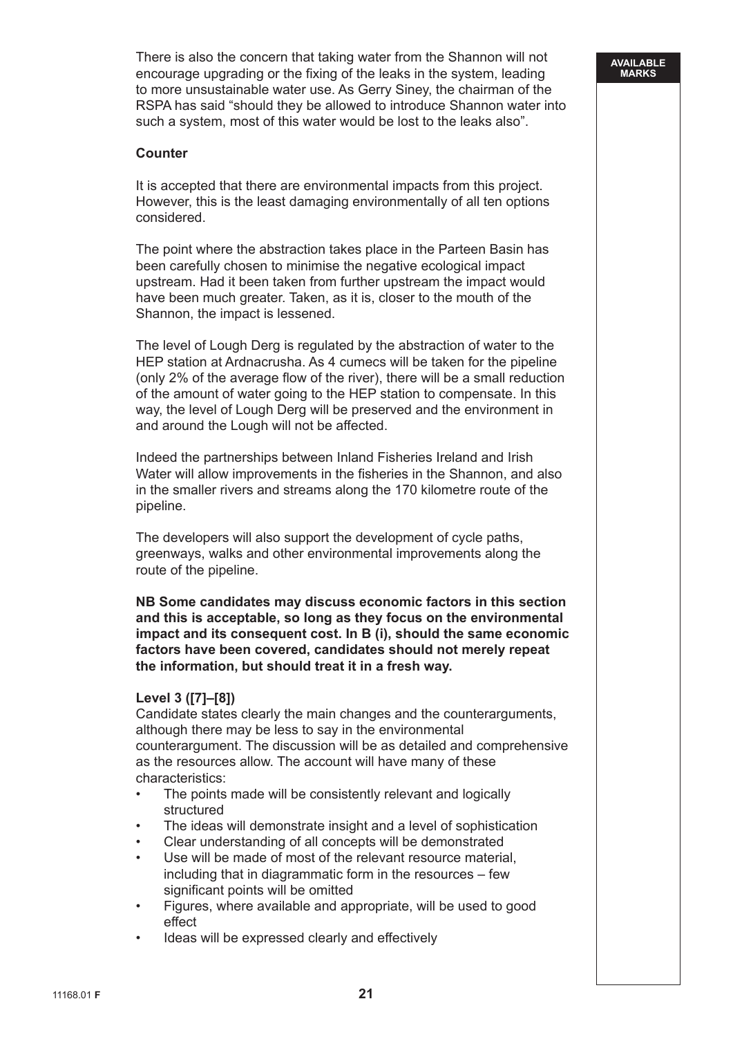There is also the concern that taking water from the Shannon will not encourage upgrading or the fixing of the leaks in the system, leading to more unsustainable water use. As Gerry Siney, the chairman of the RSPA has said "should they be allowed to introduce Shannon water into such a system, most of this water would be lost to the leaks also".

**Counter**

It is accepted that there are environmental impacts from this project. However, this is the least damaging environmentally of all ten options considered.

The point where the abstraction takes place in the Parteen Basin has been carefully chosen to minimise the negative ecological impact upstream. Had it been taken from further upstream the impact would have been much greater. Taken, as it is, closer to the mouth of the Shannon, the impact is lessened.

The level of Lough Derg is regulated by the abstraction of water to the HEP station at Ardnacrusha. As 4 cumecs will be taken for the pipeline (only 2% of the average flow of the river), there will be a small reduction of the amount of water going to the HEP station to compensate. In this way, the level of Lough Derg will be preserved and the environment in and around the Lough will not be affected.

Indeed the partnerships between Inland Fisheries Ireland and Irish Water will allow improvements in the fisheries in the Shannon, and also in the smaller rivers and streams along the 170 kilometre route of the pipeline.

The developers will also support the development of cycle paths, greenways, walks and other environmental improvements along the route of the pipeline.

**NB Some candidates may discuss economic factors in this section and this is acceptable, so long as they focus on the environmental impact and its consequent cost. In B (i), should the same economic factors have been covered, candidates should not merely repeat the information, but should treat it in a fresh way.**

**Level 3 ([7]–[8])**

Candidate states clearly the main changes and the counterarguments, although there may be less to say in the environmental counterargument. The discussion will be as detailed and comprehensive as the resources allow. The account will have many of these characteristics:

- The points made will be consistently relevant and logically structured
- The ideas will demonstrate insight and a level of sophistication
- Clear understanding of all concepts will be demonstrated
- Use will be made of most of the relevant resource material, including that in diagrammatic form in the resources – few significant points will be omitted
- Figures, where available and appropriate, will be used to good effect
- Ideas will be expressed clearly and effectively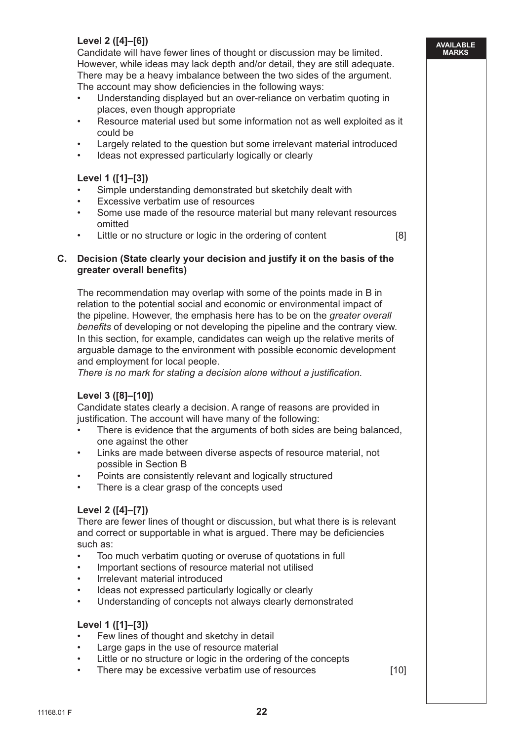**Level 2 ([4]–[6])**

Candidate will have fewer lines of thought or discussion may be limited. However, while ideas may lack depth and/or detail, they are still adequate. There may be a heavy imbalance between the two sides of the argument. The account may show deficiencies in the following ways:

- Understanding displayed but an over-reliance on verbatim quoting in places, even though appropriate
- Resource material used but some information not as well exploited as it could be
- Largely related to the question but some irrelevant material introduced
- Ideas not expressed particularly logically or clearly

**Level 1 ([1]–[3])**

- Simple understanding demonstrated but sketchily dealt with
- Excessive verbatim use of resources
- Some use made of the resource material but many relevant resources omitted
- Little or no structure or logic in the ordering of content [8]

**C. Decision (State clearly your decision and justify it on the basis of the greater overall benefits)**

The recommendation may overlap with some of the points made in B in relation to the potential social and economic or environmental impact of the pipeline. However, the emphasis here has to be on the *greater overall benefits* of developing or not developing the pipeline and the contrary view. In this section, for example, candidates can weigh up the relative merits of arguable damage to the environment with possible economic development and employment for local people.
*There is no mark for stating a decision alone without a justification.*

**Level 3 ([8]–[10])**

Candidate states clearly a decision. A range of reasons are provided in justification. The account will have many of the following:

- There is evidence that the arguments of both sides are being balanced, one against the other
- Links are made between diverse aspects of resource material, not possible in Section B
- Points are consistently relevant and logically structured
- There is a clear grasp of the concepts used

**Level 2 ([4]–[7])**

There are fewer lines of thought or discussion, but what there is is relevant and correct or supportable in what is argued. There may be deficiencies such as:

- Too much verbatim quoting or overuse of quotations in full
- Important sections of resource material not utilised
- Irrelevant material introduced
- Ideas not expressed particularly logically or clearly
- Understanding of concepts not always clearly demonstrated

**Level 1 ([1]–[3])**

- Few lines of thought and sketchy in detail
- Large gaps in the use of resource material
- Little or no structure or logic in the ordering of the concepts
- There may be excessive verbatim use of resources [10]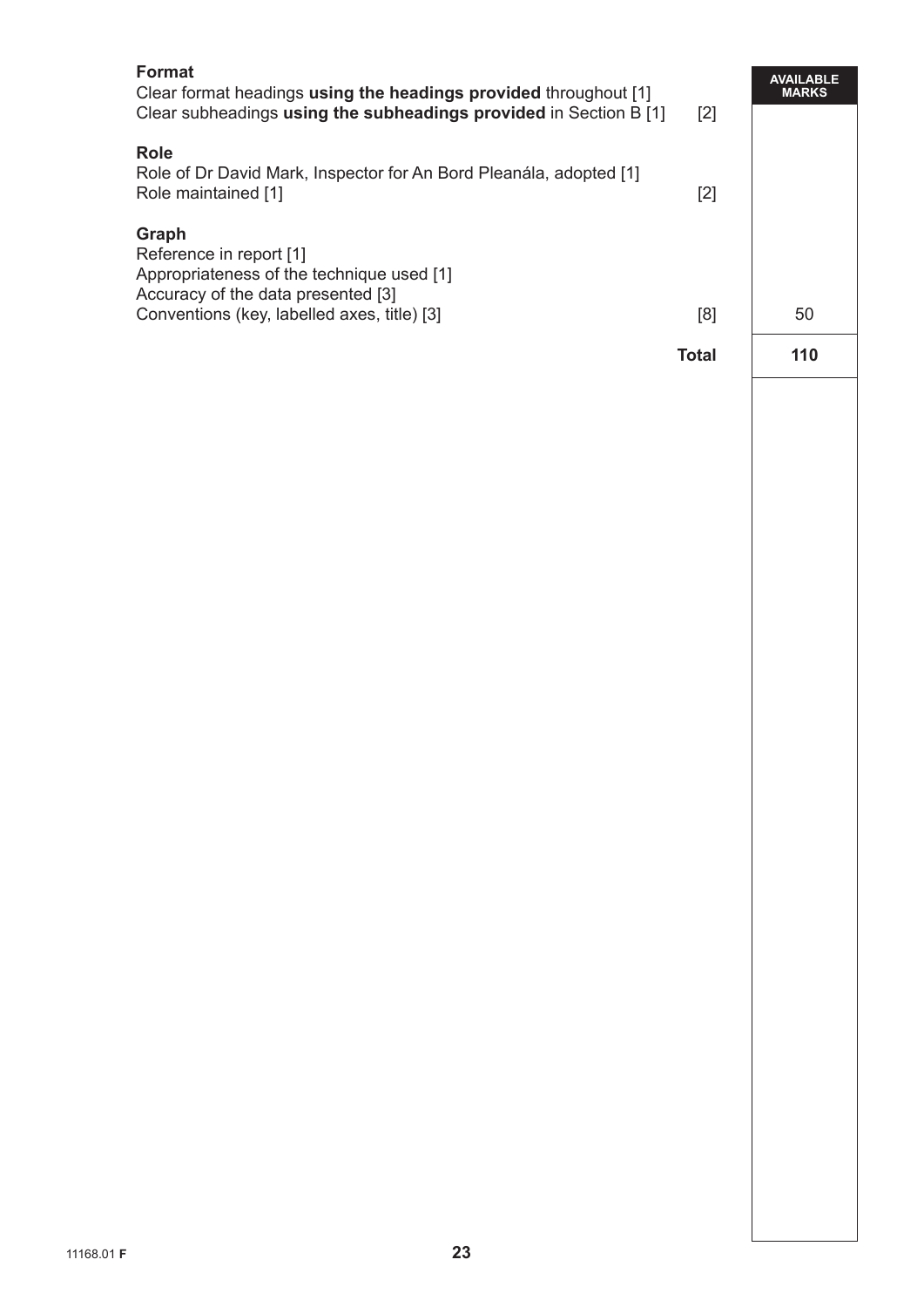**Format**
Clear format headings **using the headings provided** throughout [1]
Clear subheadings **using the subheadings provided** in Section B [1] [2]

**Role**
Role of Dr David Mark, Inspector for An Bord Pleanála, adopted [1]
Role maintained [1] [2]

**Graph**
Reference in report [1]
Appropriateness of the technique used [1]
Accuracy of the data presented [3]
Conventions (key, labelled axes, title) [3] [8]

| | AVAILABLE MARKS |
|---|---|
| | 50 |
| **Total** | **110** |